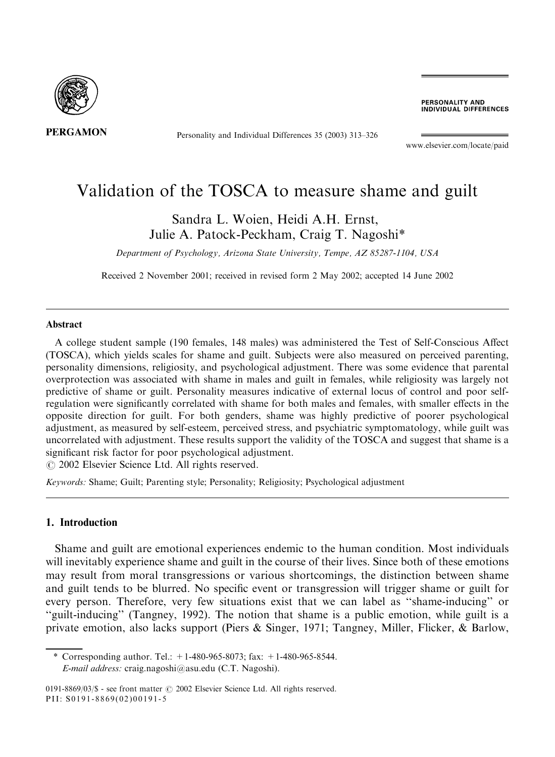# Validation of the TOSCA to measure shame and guilt

Sandra L. Woien, Heidi A.H. Ernst, Julie A. Patock-Peckham, Craig T. Nagoshi*

*Department of Psychology, Arizona State University, Tempe, AZ 85287-1104, USA*

Received 2 November 2001; received in revised form 2 May 2002; accepted 14 June 2002

## Abstract

A college student sample (190 females, 148 males) was administered the Test of Self-Conscious Affect (TOSCA), which yields scales for shame and guilt. Subjects were also measured on perceived parenting, personality dimensions, religiosity, and psychological adjustment. There was some evidence that parental overprotection was associated with shame in males and guilt in females, while religiosity was largely not predictive of shame or guilt. Personality measures indicative of external locus of control and poor self-regulation were significantly correlated with shame for both males and females, with smaller effects in the opposite direction for guilt. For both genders, shame was highly predictive of poorer psychological adjustment, as measured by self-esteem, perceived stress, and psychiatric symptomatology, while guilt was uncorrelated with adjustment. These results support the validity of the TOSCA and suggest that shame is a significant risk factor for poor psychological adjustment.

© 2002 Elsevier Science Ltd. All rights reserved.

*Keywords:* Shame; Guilt; Parenting style; Personality; Religiosity; Psychological adjustment

## 1. Introduction

Shame and guilt are emotional experiences endemic to the human condition. Most individuals will inevitably experience shame and guilt in the course of their lives. Since both of these emotions may result from moral transgressions or various shortcomings, the distinction between shame and guilt tends to be blurred. No specific event or transgression will trigger shame or guilt for every person. Therefore, very few situations exist that we can label as "shame-inducing" or "guilt-inducing" (Tangney, 1992). The notion that shame is a public emotion, while guilt is a private emotion, also lacks support (Piers & Singer, 1971; Tangney, Miller, Flicker, & Barlow,

\* Corresponding author. Tel.: +1-480-965-8073; fax: +1-480-965-8544.
*E-mail address:* craig.nagoshi@asu.edu (C.T. Nagoshi).

0191-8869/03/$ - see front matter © 2002 Elsevier Science Ltd. All rights reserved.
PII: S0191-8869(02)00191-5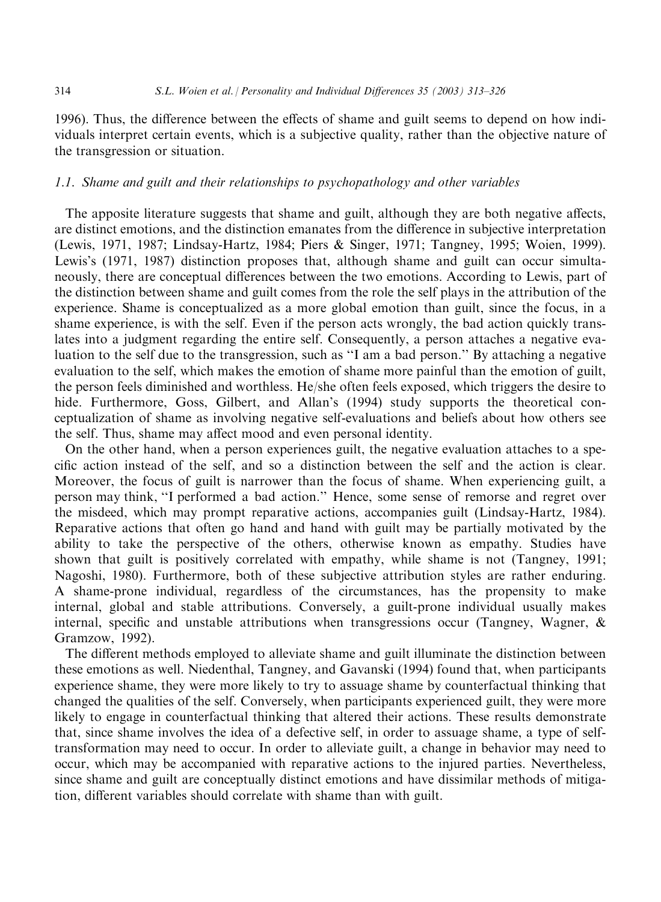1996). Thus, the difference between the effects of shame and guilt seems to depend on how individuals interpret certain events, which is a subjective quality, rather than the objective nature of the transgression or situation.

### *1.1. Shame and guilt and their relationships to psychopathology and other variables*

The apposite literature suggests that shame and guilt, although they are both negative affects, are distinct emotions, and the distinction emanates from the difference in subjective interpretation (Lewis, 1971, 1987; Lindsay-Hartz, 1984; Piers & Singer, 1971; Tangney, 1995; Woien, 1999). Lewis's (1971, 1987) distinction proposes that, although shame and guilt can occur simultaneously, there are conceptual differences between the two emotions. According to Lewis, part of the distinction between shame and guilt comes from the role the self plays in the attribution of the experience. Shame is conceptualized as a more global emotion than guilt, since the focus, in a shame experience, is with the self. Even if the person acts wrongly, the bad action quickly translates into a judgment regarding the entire self. Consequently, a person attaches a negative evaluation to the self due to the transgression, such as "I am a bad person." By attaching a negative evaluation to the self, which makes the emotion of shame more painful than the emotion of guilt, the person feels diminished and worthless. He/she often feels exposed, which triggers the desire to hide. Furthermore, Goss, Gilbert, and Allan's (1994) study supports the theoretical conceptualization of shame as involving negative self-evaluations and beliefs about how others see the self. Thus, shame may affect mood and even personal identity.

On the other hand, when a person experiences guilt, the negative evaluation attaches to a specific action instead of the self, and so a distinction between the self and the action is clear. Moreover, the focus of guilt is narrower than the focus of shame. When experiencing guilt, a person may think, "I performed a bad action." Hence, some sense of remorse and regret over the misdeed, which may prompt reparative actions, accompanies guilt (Lindsay-Hartz, 1984). Reparative actions that often go hand and hand with guilt may be partially motivated by the ability to take the perspective of the others, otherwise known as empathy. Studies have shown that guilt is positively correlated with empathy, while shame is not (Tangney, 1991; Nagoshi, 1980). Furthermore, both of these subjective attribution styles are rather enduring. A shame-prone individual, regardless of the circumstances, has the propensity to make internal, global and stable attributions. Conversely, a guilt-prone individual usually makes internal, specific and unstable attributions when transgressions occur (Tangney, Wagner, & Gramzow, 1992).

The different methods employed to alleviate shame and guilt illuminate the distinction between these emotions as well. Niedenthal, Tangney, and Gavanski (1994) found that, when participants experience shame, they were more likely to try to assuage shame by counterfactual thinking that changed the qualities of the self. Conversely, when participants experienced guilt, they were more likely to engage in counterfactual thinking that altered their actions. These results demonstrate that, since shame involves the idea of a defective self, in order to assuage shame, a type of self-transformation may need to occur. In order to alleviate guilt, a change in behavior may need to occur, which may be accompanied with reparative actions to the injured parties. Nevertheless, since shame and guilt are conceptually distinct emotions and have dissimilar methods of mitigation, different variables should correlate with shame than with guilt.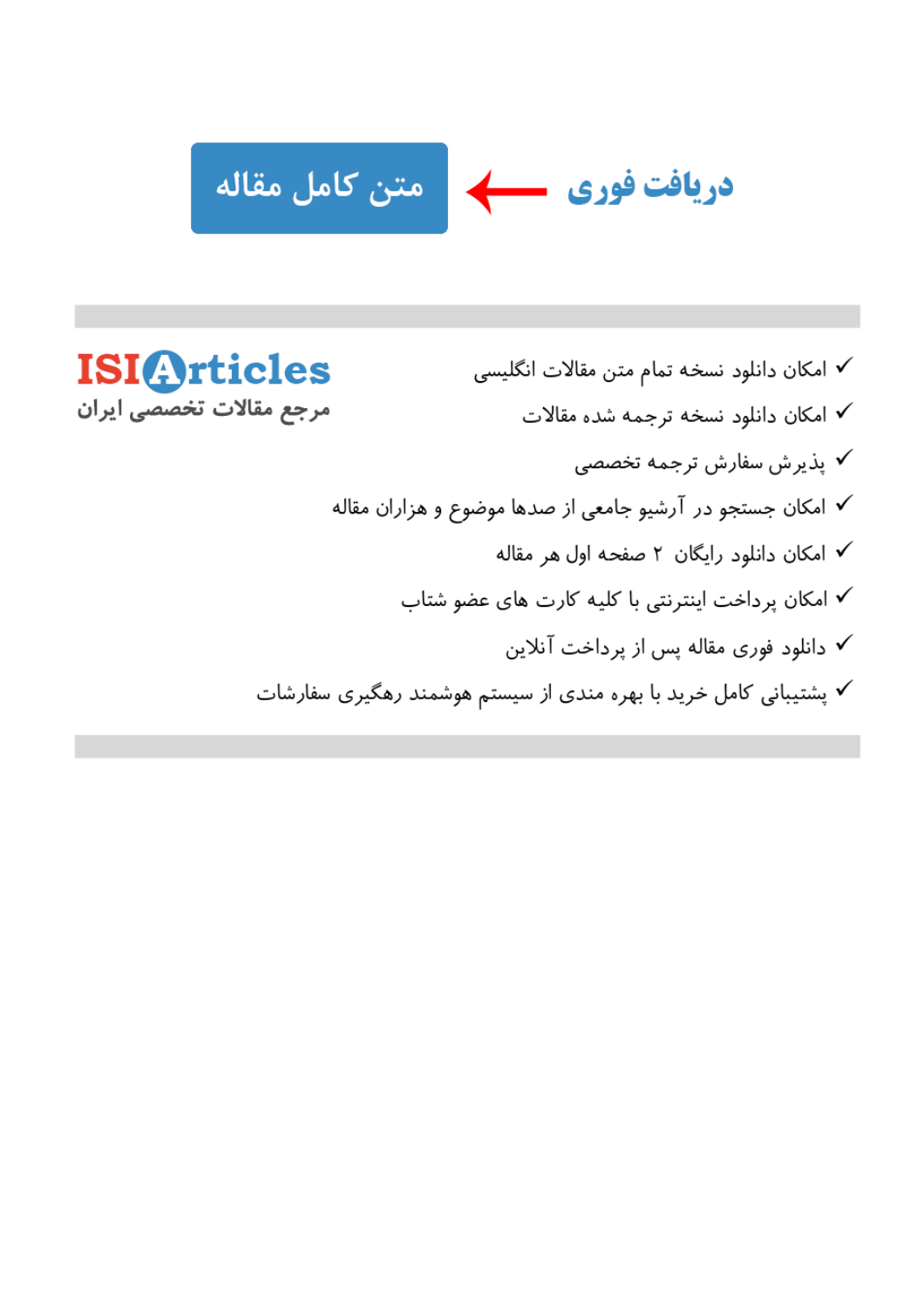دریافت فوری ← **متن کامل مقاله**

**ISIArticles**
مرجع مقالات تخصصی ایران

- ✓ امکان دانلود نسخه تمام متن مقالات انگلیسی
- ✓ امکان دانلود نسخه ترجمه شده مقالات
- ✓ پذیرش سفارش ترجمه تخصصی
- ✓ امکان جستجو در آرشیو جامعی از صدها موضوع و هزاران مقاله
- ✓ امکان دانلود رایگان ۲ صفحه اول هر مقاله
- ✓ امکان پرداخت اینترنتی با کلیه کارت های عضو شتاب
- ✓ دانلود فوری مقاله پس از پرداخت آنلاین
- ✓ پشتیبانی کامل خرید با بهره مندی از سیستم هوشمند رهگیری سفارشات